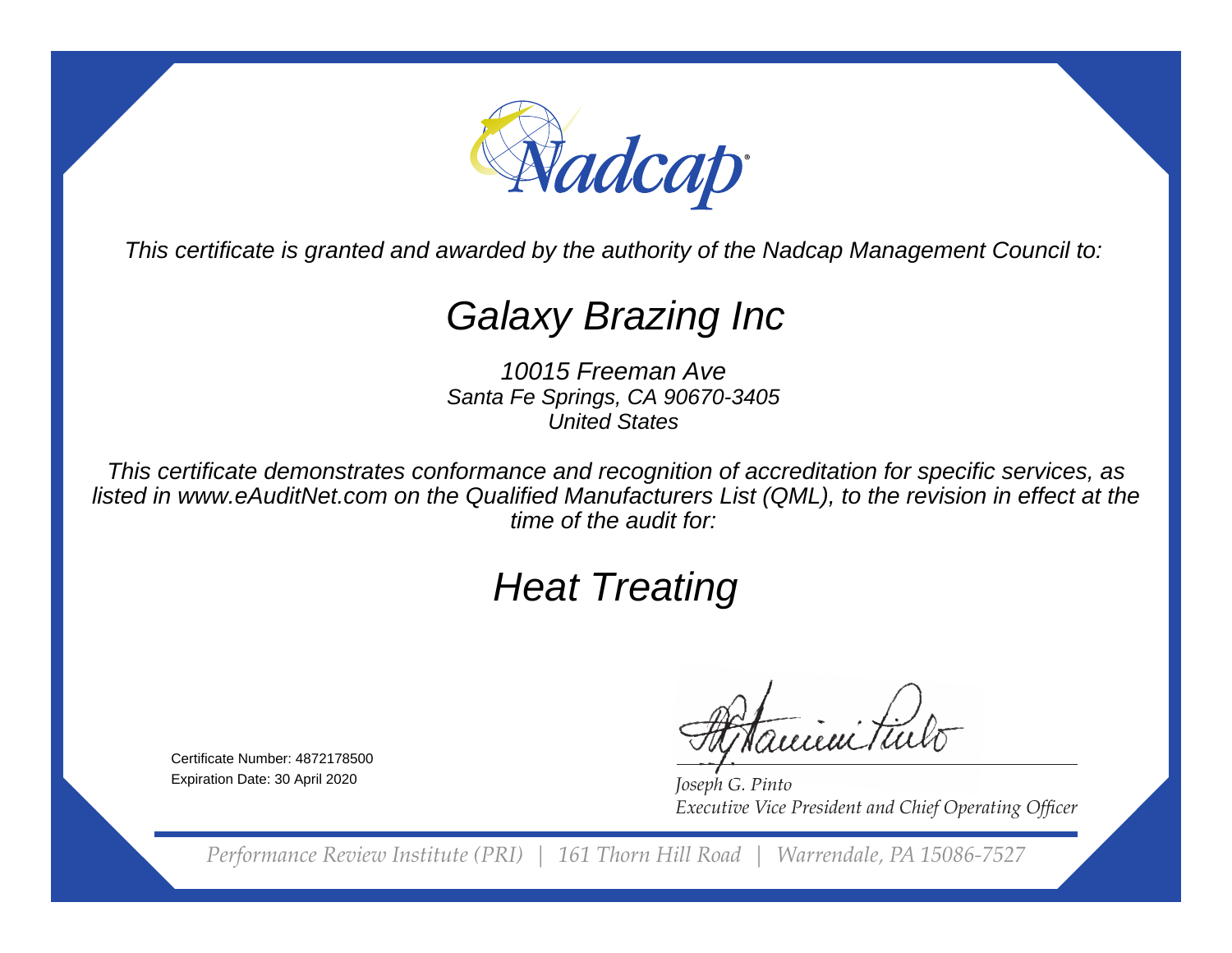Nadcap

*This certificate is granted and awarded by the authority of the Nadcap Management Council to:*

# Galaxy Brazing Inc

*10015 Freeman Ave*
*Santa Fe Springs, CA 90670-3405*
*United States*

*This certificate demonstrates conformance and recognition of accreditation for specific services, as listed in www.eAuditNet.com on the Qualified Manufacturers List (QML), to the revision in effect at the time of the audit for:*

# Heat Treating

Certificate Number: 4872178500
Expiration Date: 30 April 2020

*Joseph G. Pinto*
*Executive Vice President and Chief Operating Officer*

*Performance Review Institute (PRI) | 161 Thorn Hill Road | Warrendale, PA 15086-7527*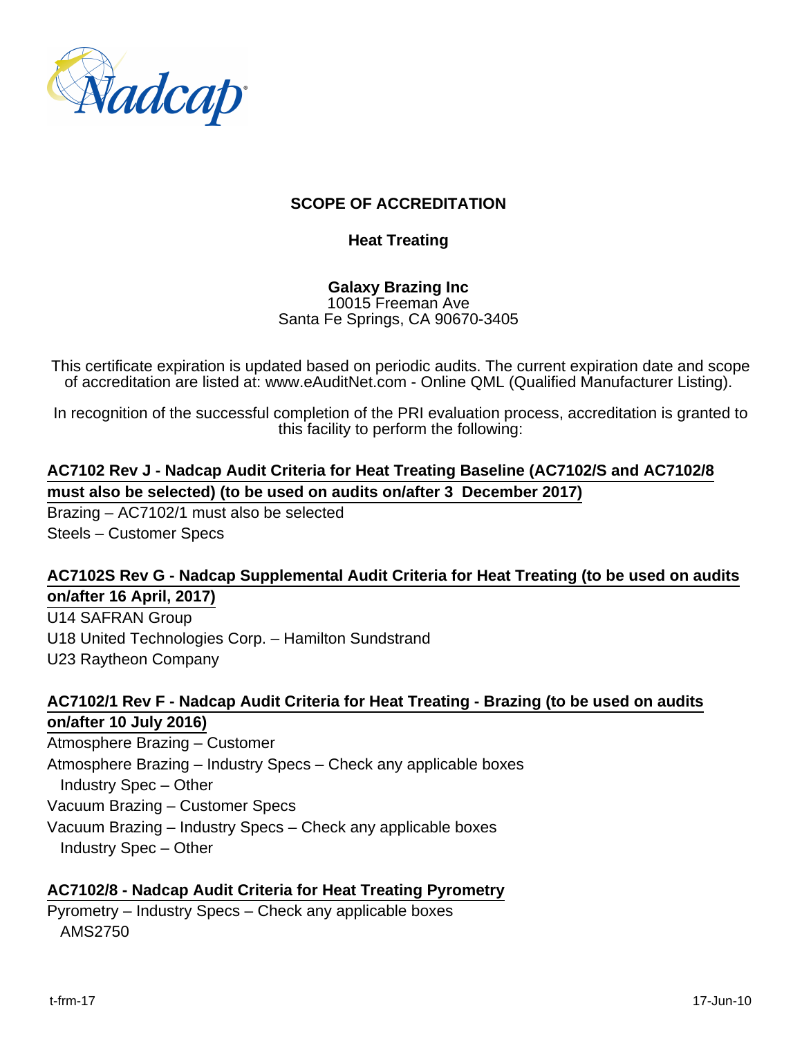## SCOPE OF ACCREDITATION

### Heat Treating

**Galaxy Brazing Inc**
10015 Freeman Ave
Santa Fe Springs, CA 90670-3405

This certificate expiration is updated based on periodic audits. The current expiration date and scope of accreditation are listed at: www.eAuditNet.com - Online QML (Qualified Manufacturer Listing).

In recognition of the successful completion of the PRI evaluation process, accreditation is granted to this facility to perform the following:

**AC7102 Rev J - Nadcap Audit Criteria for Heat Treating Baseline (AC7102/S and AC7102/8 must also be selected) (to be used on audits on/after 3 December 2017)**

Brazing – AC7102/1 must also be selected
Steels – Customer Specs

**AC7102S Rev G - Nadcap Supplemental Audit Criteria for Heat Treating (to be used on audits on/after 16 April, 2017)**

U14 SAFRAN Group
U18 United Technologies Corp. – Hamilton Sundstrand
U23 Raytheon Company

**AC7102/1 Rev F - Nadcap Audit Criteria for Heat Treating - Brazing (to be used on audits on/after 10 July 2016)**

Atmosphere Brazing – Customer
Atmosphere Brazing – Industry Specs – Check any applicable boxes
  Industry Spec – Other
Vacuum Brazing – Customer Specs
Vacuum Brazing – Industry Specs – Check any applicable boxes
  Industry Spec – Other

**AC7102/8 - Nadcap Audit Criteria for Heat Treating Pyrometry**

Pyrometry – Industry Specs – Check any applicable boxes
  AMS2750

t-frm-17 17-Jun-10